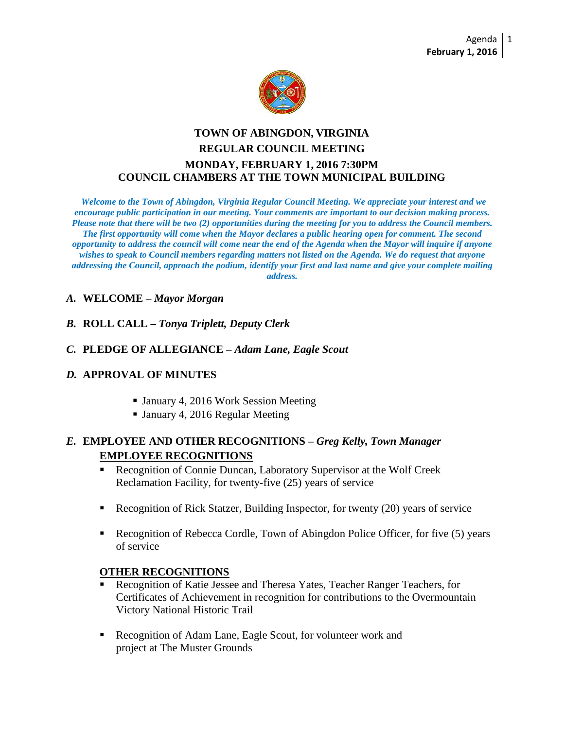# TOWN OF ABINGDON, VIRGINIA
## REGULAR COUNCIL MEETING
## MONDAY, FEBRUARY 1, 2016 7:30PM
## COUNCIL CHAMBERS AT THE TOWN MUNICIPAL BUILDING

***Welcome to the Town of Abingdon, Virginia Regular Council Meeting. We appreciate your interest and we encourage public participation in our meeting. Your comments are important to our decision making process. Please note that there will be two (2) opportunities during the meeting for you to address the Council members. The first opportunity will come when the Mayor declares a public hearing open for comment. The second opportunity to address the council will come near the end of the Agenda when the Mayor will inquire if anyone wishes to speak to Council members regarding matters not listed on the Agenda. We do request that anyone addressing the Council, approach the podium, identify your first and last name and give your complete mailing address.***

***A.*** **WELCOME –** ***Mayor Morgan***

***B.*** **ROLL CALL –** ***Tonya Triplett, Deputy Clerk***

***C.*** **PLEDGE OF ALLEGIANCE –** ***Adam Lane, Eagle Scout***

***D.*** **APPROVAL OF MINUTES**

- January 4, 2016 Work Session Meeting
- January 4, 2016 Regular Meeting

***E.*** **EMPLOYEE AND OTHER RECOGNITIONS –** ***Greg Kelly, Town Manager***

**EMPLOYEE RECOGNITIONS**

- Recognition of Connie Duncan, Laboratory Supervisor at the Wolf Creek Reclamation Facility, for twenty-five (25) years of service
- Recognition of Rick Statzer, Building Inspector, for twenty (20) years of service
- Recognition of Rebecca Cordle, Town of Abingdon Police Officer, for five (5) years of service

**OTHER RECOGNITIONS**

- Recognition of Katie Jessee and Theresa Yates, Teacher Ranger Teachers, for Certificates of Achievement in recognition for contributions to the Overmountain Victory National Historic Trail
- Recognition of Adam Lane, Eagle Scout, for volunteer work and project at The Muster Grounds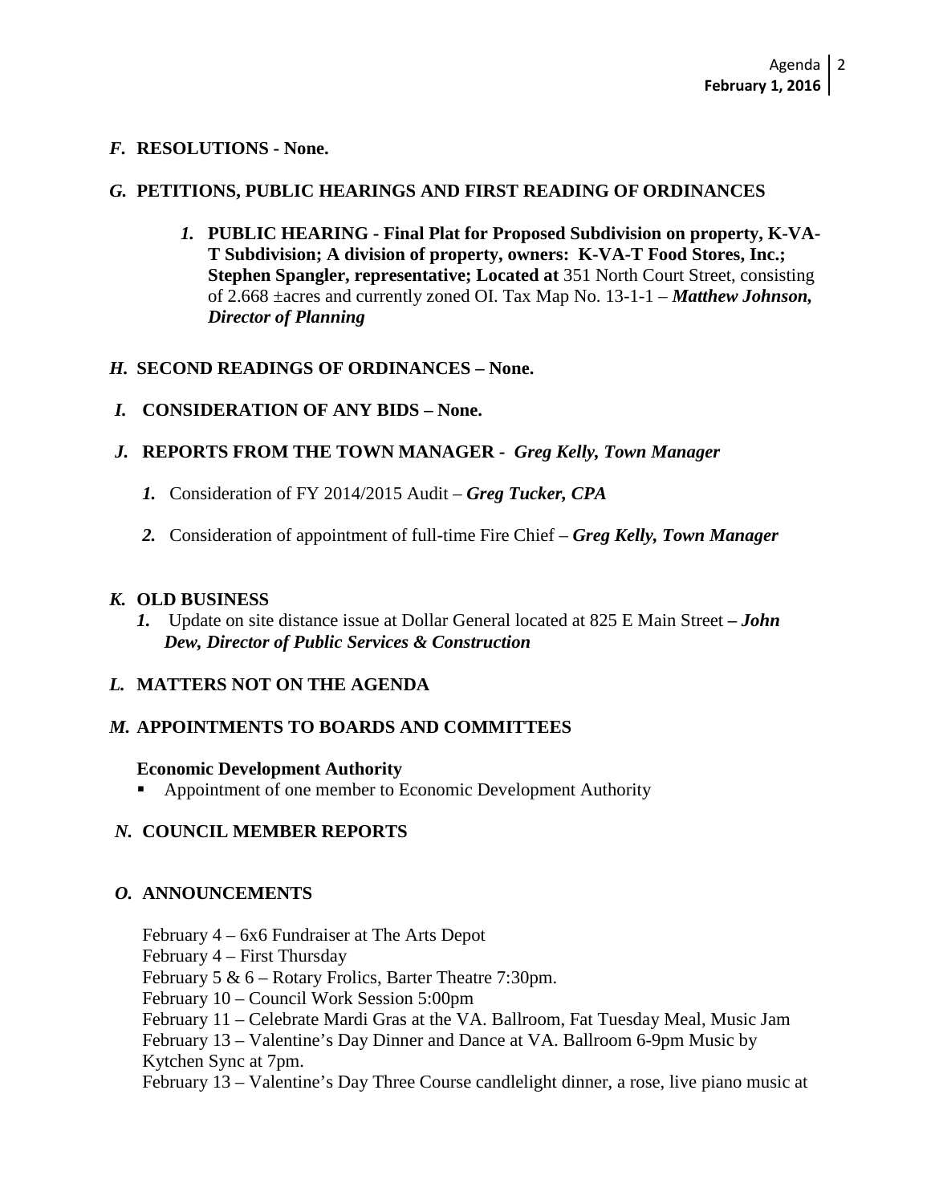***F.*** **RESOLUTIONS - None.**

***G.*** **PETITIONS, PUBLIC HEARINGS AND FIRST READING OF ORDINANCES**

1. **PUBLIC HEARING - Final Plat for Proposed Subdivision on property, K-VA-T Subdivision; A division of property, owners: K-VA-T Food Stores, Inc.; Stephen Spangler, representative; Located at** 351 North Court Street, consisting of 2.668 ±acres and currently zoned OI. Tax Map No. 13-1-1 – ***Matthew Johnson, Director of Planning***

***H.*** **SECOND READINGS OF ORDINANCES – None.**

***I.*** **CONSIDERATION OF ANY BIDS – None.**

***J.*** **REPORTS FROM THE TOWN MANAGER -** ***Greg Kelly, Town Manager***

1. Consideration of FY 2014/2015 Audit – ***Greg Tucker, CPA***
2. Consideration of appointment of full-time Fire Chief – ***Greg Kelly, Town Manager***

***K.*** **OLD BUSINESS**

1. Update on site distance issue at Dollar General located at 825 E Main Street ***– John Dew, Director of Public Services & Construction***

***L.*** **MATTERS NOT ON THE AGENDA**

***M.*** **APPOINTMENTS TO BOARDS AND COMMITTEES**

**Economic Development Authority**

- Appointment of one member to Economic Development Authority

***N.*** **COUNCIL MEMBER REPORTS**

***O.*** **ANNOUNCEMENTS**

February 4 – 6x6 Fundraiser at The Arts Depot
February 4 – First Thursday
February 5 & 6 – Rotary Frolics, Barter Theatre 7:30pm.
February 10 – Council Work Session 5:00pm
February 11 – Celebrate Mardi Gras at the VA. Ballroom, Fat Tuesday Meal, Music Jam
February 13 – Valentine's Day Dinner and Dance at VA. Ballroom 6-9pm Music by Kytchen Sync at 7pm.
February 13 – Valentine's Day Three Course candlelight dinner, a rose, live piano music at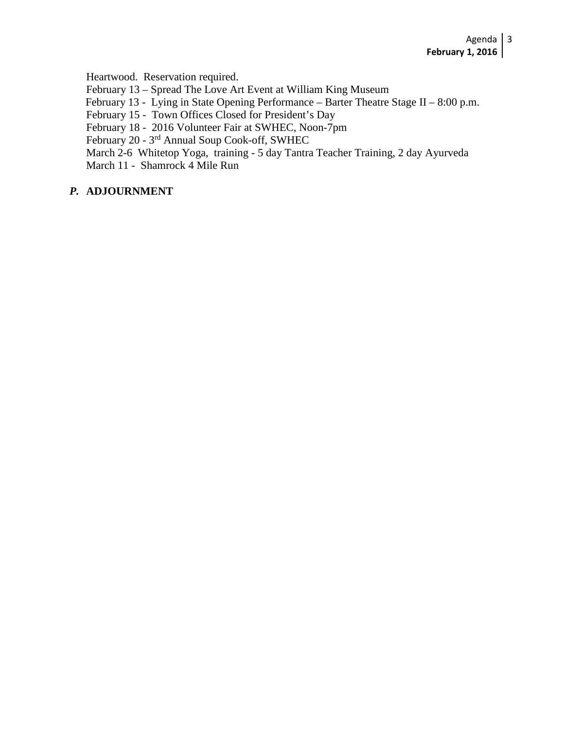Heartwood. Reservation required.

February 13 – Spread The Love Art Event at William King Museum

February 13 - Lying in State Opening Performance – Barter Theatre Stage II – 8:00 p.m.

February 15 - Town Offices Closed for President's Day

February 18 - 2016 Volunteer Fair at SWHEC, Noon-7pm

February 20 - 3rd Annual Soup Cook-off, SWHEC

March 2-6 Whitetop Yoga, training - 5 day Tantra Teacher Training, 2 day Ayurveda

March 11 - Shamrock 4 Mile Run

## *P.* ADJOURNMENT